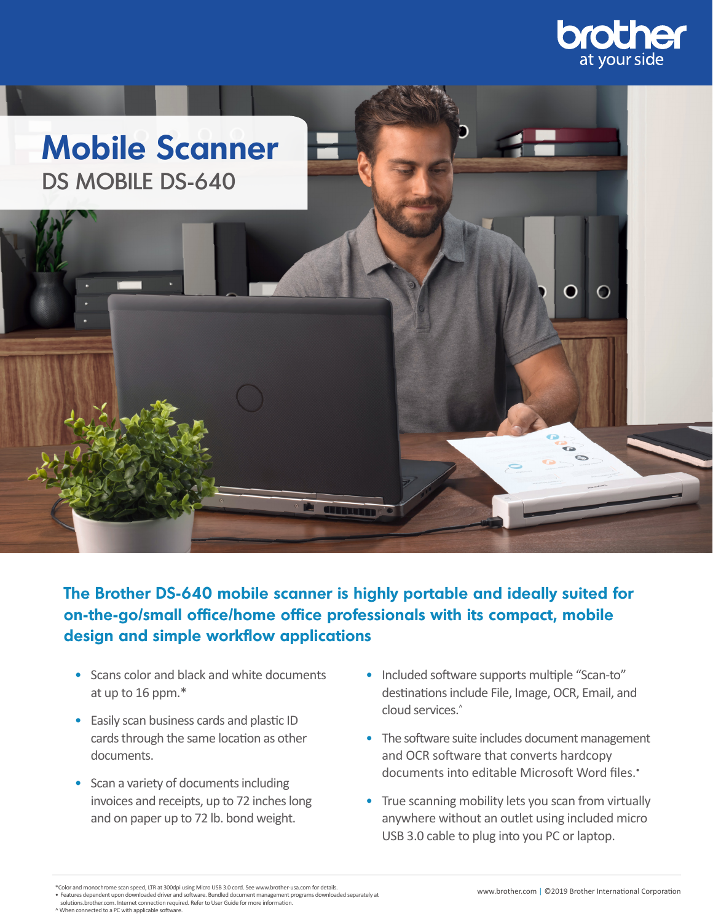# Mobile Scanner

## DS MOBILE DS-640

**The Brother DS-640 mobile scanner is highly portable and ideally suited for on-the-go/small office/home office professionals with its compact, mobile design and simple workflow applications**

- Scans color and black and white documents at up to 16 ppm.*
- Easily scan business cards and plastic ID cards through the same location as other documents.
- Scan a variety of documents including invoices and receipts, up to 72 inches long and on paper up to 72 lb. bond weight.
- Included software supports multiple "Scan-to" destinations include File, Image, OCR, Email, and cloud services.^
- The software suite includes document management and OCR software that converts hardcopy documents into editable Microsoft Word files.•
- True scanning mobility lets you scan from virtually anywhere without an outlet using included micro USB 3.0 cable to plug into you PC or laptop.

*Color and monochrome scan speed, LTR at 300dpi using Micro USB 3.0 cord. See www.brother-usa.com for details.
• Features dependent upon downloaded driver and software. Bundled document management programs downloaded separately at solutions.brother.com. Internet connection required. Refer to User Guide for more information.
^ When connected to a PC with applicable software.

www.brother.com | ©2019 Brother International Corporation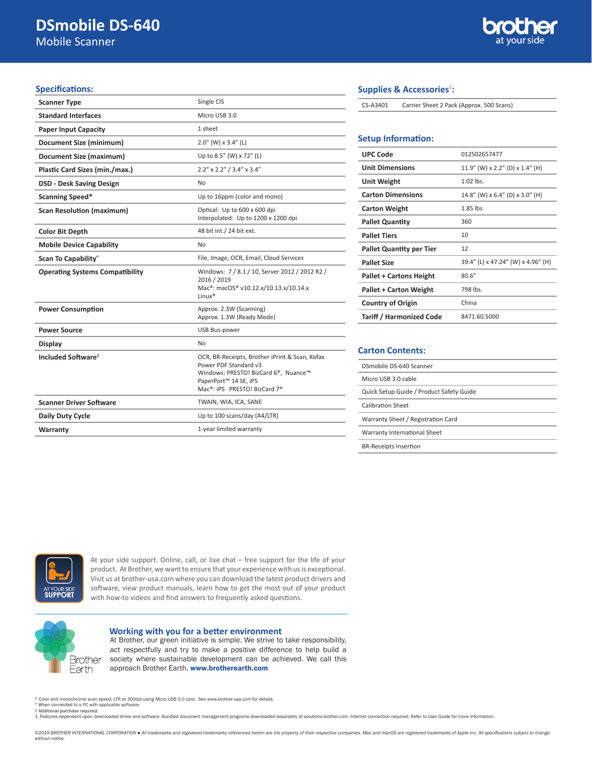# DSmobile DS-640

Mobile Scanner

## Specifications:

| | |
|---|---|
| **Scanner Type** | Single CIS |
| **Standard Interfaces** | Micro USB 3.0 |
| **Paper Input Capacity** | 1 sheet |
| **Document Size (minimum)** | 2.0" (W) x 3.4" (L) |
| **Document Size (maximum)** | Up to 8.5" (W) x 72" (L) |
| **Plastic Card Sizes (min./max.)** | 2.2" x 2.2" / 3.4" x 3.4" |
| **DSD - Desk Saving Design** | No |
| **Scanning Speed*** | Up to 16ppm (color and mono) |
| **Scan Resolution (maximum)** | Optical: Up to 600 x 600 dpi<br>Interpolated: Up to 1200 x 1200 dpi |
| **Color Bit Depth** | 48 bit int./ 24 bit ext. |
| **Mobile Device Capability** | No |
| **Scan To Capability^** | File, Image, OCR, Email, Cloud Services |
| **Operating Systems Compatibility** | Windows: 7 / 8.1 / 10, Server 2012 / 2012 R2 / 2016 / 2019<br>Mac®: macOS® v10.12.x/10.13.x/10.14.x<br>Linux® |
| **Power Consumption** | Approx. 2.3W (Scanning)<br>Approx. 1.3W (Ready Mode) |
| **Power Source** | USB Bus-power |
| **Display** | No |
| **Included Software[1]** | OCR, BR-Receipts, Brother iPrint & Scan, Kofax Power PDF Standard v3<br>Windows: PRESTO! BizCard 6®, Nuance™ PaperPort™ 14 SE, iPS<br>Mac®: iPS PRESTO! BizCard 7® |
| **Scanner Driver Software** | TWAIN, WIA, ICA, SANE |
| **Daily Duty Cycle** | Up to 100 scans/day (A4/LTR) |
| **Warranty** | 1-year limited warranty |

## Supplies & Accessories◊:

| | |
|---|---|
| CS-A3401 | Carrier Sheet 2 Pack (Approx. 500 Scans) |

## Setup Information:

| | |
|---|---|
| **UPC Code** | 012502657477 |
| **Unit Dimensions** | 11.9" (W) x 2.2" (D) x 1.4" (H) |
| **Unit Weight** | 1.02 lbs. |
| **Carton Dimensions** | 14.8" (W) x 6.4" (D) x 3.0" (H) |
| **Carton Weight** | 1.85 lbs |
| **Pallet Quantity** | 360 |
| **Pallet Tiers** | 10 |
| **Pallet Quantity per Tier** | 12 |
| **Pallet Size** | 39.4" (L) x 47.24" (W) x 4.96" (H) |
| **Pallet + Cartons Height** | 80.6" |
| **Pallet + Carton Weight** | 798 lbs. |
| **Country of Origin** | China |
| **Tariff / Harmonized Code** | 8471.60.5000 |

## Carton Contents:

| |
|---|
| DSmobile DS-640 Scanner |
| Micro USB 3.0 cable |
| Quick Setup Guide / Product Safety Guide |
| Calibration Sheet |
| Warranty Sheet / Registration Card |
| Warranty International Sheet |
| BR-Receipts Insertion |

AT YOUR SIDE SUPPORT

At your side support. Online, call, or live chat – free support for the life of your product. At Brother, we want to ensure that your experience with us is exceptional. Visit us at brother-usa.com where you can download the latest product drivers and software, view product manuals, learn how to get the most out of your product with how-to videos and find answers to frequently asked questions.

Brother Earth

### Working with you for a better environment

At Brother, our green initiative is simple. We strive to take responsibility, act respectfully and try to make a positive difference to help build a society where sustainable development can be achieved. We call this approach Brother Earth. **www.brotherearth.com**

\* Color and monochrome scan speed, LTR at 300dpi using Micro USB 3.0 cord. See www.brother-usa.com for details.
^ When connected to a PC with applicable software.
◊ Additional purchase required.
1. Features dependent upon downloaded driver and software. Bundled document management programs downloaded separately at solutions.brother.com. Internet connection required. Refer to User Guide for more information.

*©2019 BROTHER INTERNATIONAL CORPORATION ● All trademarks and registered trademarks referenced herein are the property of their respective companies. Mac and macOS are registered trademarks of Apple Inc. All specifications subject to change without notice.*